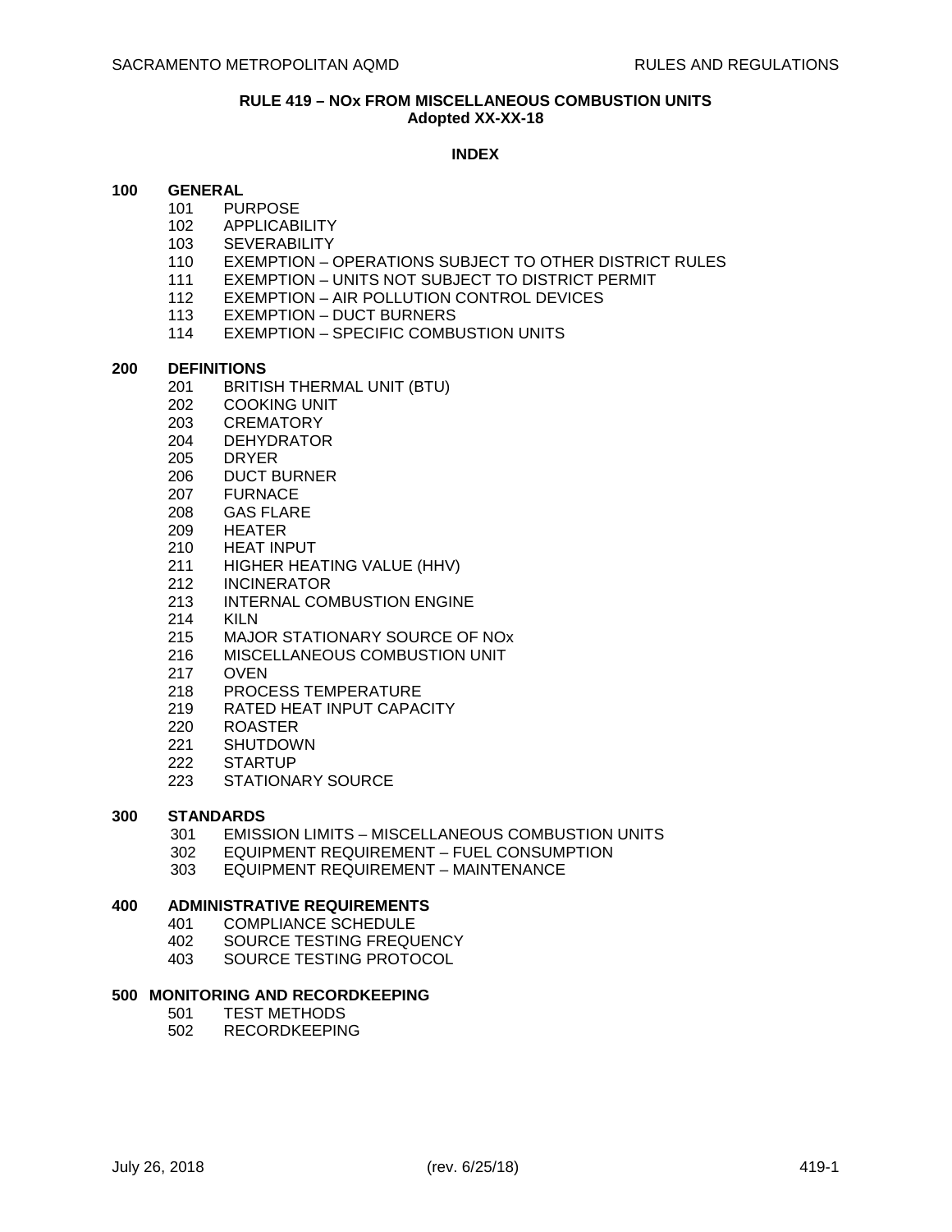**RULE 419 – NOx FROM MISCELLANEOUS COMBUSTION UNITS**
**Adopted XX-XX-18**

**INDEX**

**100 GENERAL**

- 101 PURPOSE
- 102 APPLICABILITY
- 103 SEVERABILITY
- 110 EXEMPTION – OPERATIONS SUBJECT TO OTHER DISTRICT RULES
- 111 EXEMPTION – UNITS NOT SUBJECT TO DISTRICT PERMIT
- 112 EXEMPTION – AIR POLLUTION CONTROL DEVICES
- 113 EXEMPTION – DUCT BURNERS
- 114 EXEMPTION – SPECIFIC COMBUSTION UNITS

**200 DEFINITIONS**

- 201 BRITISH THERMAL UNIT (BTU)
- 202 COOKING UNIT
- 203 CREMATORY
- 204 DEHYDRATOR
- 205 DRYER
- 206 DUCT BURNER
- 207 FURNACE
- 208 GAS FLARE
- 209 HEATER
- 210 HEAT INPUT
- 211 HIGHER HEATING VALUE (HHV)
- 212 INCINERATOR
- 213 INTERNAL COMBUSTION ENGINE
- 214 KILN
- 215 MAJOR STATIONARY SOURCE OF NOx
- 216 MISCELLANEOUS COMBUSTION UNIT
- 217 OVEN
- 218 PROCESS TEMPERATURE
- 219 RATED HEAT INPUT CAPACITY
- 220 ROASTER
- 221 SHUTDOWN
- 222 STARTUP
- 223 STATIONARY SOURCE

**300 STANDARDS**

- 301 EMISSION LIMITS – MISCELLANEOUS COMBUSTION UNITS
- 302 EQUIPMENT REQUIREMENT – FUEL CONSUMPTION
- 303 EQUIPMENT REQUIREMENT – MAINTENANCE

**400 ADMINISTRATIVE REQUIREMENTS**

- 401 COMPLIANCE SCHEDULE
- 402 SOURCE TESTING FREQUENCY
- 403 SOURCE TESTING PROTOCOL

**500 MONITORING AND RECORDKEEPING**

- 501 TEST METHODS
- 502 RECORDKEEPING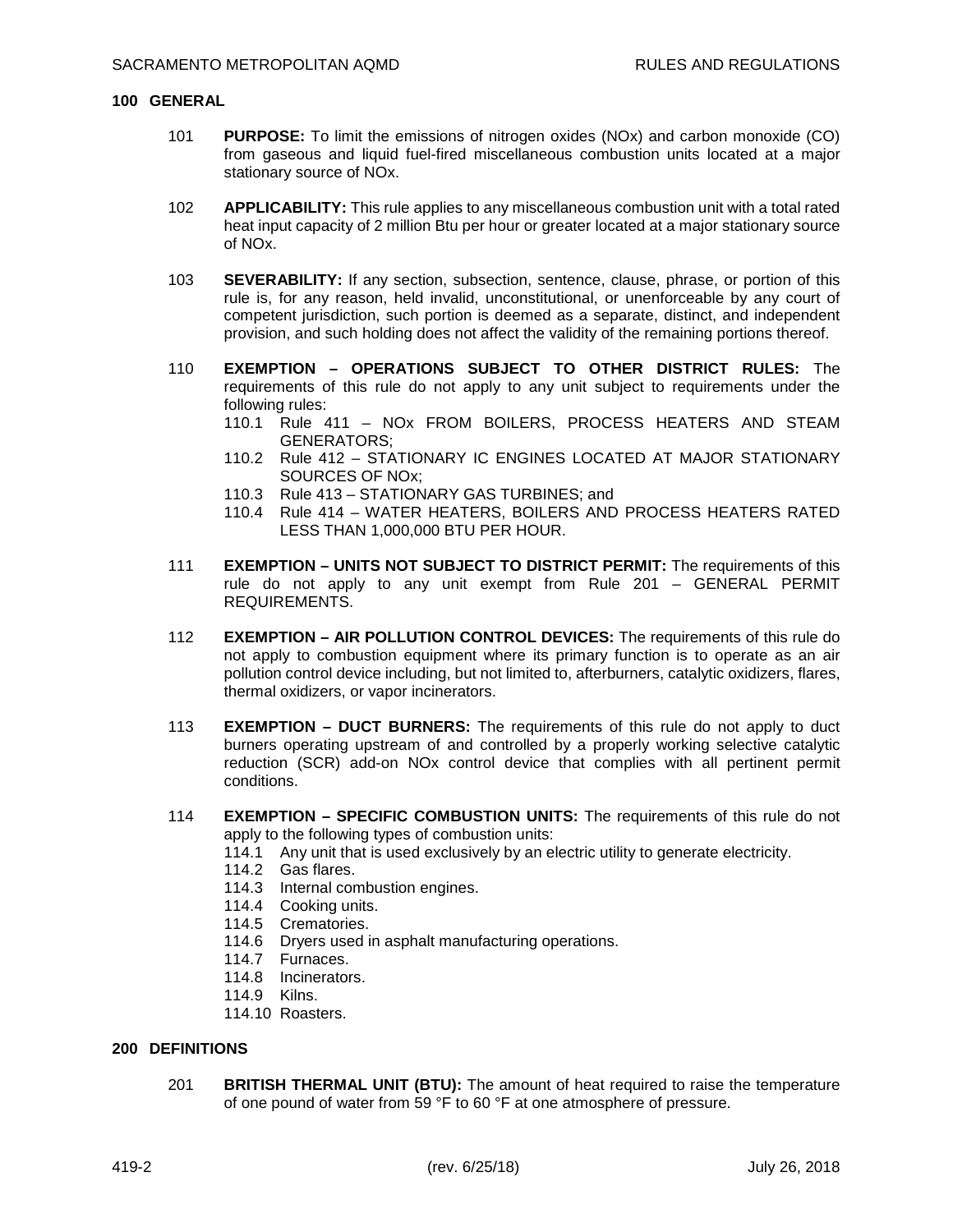## 100 GENERAL

101 **PURPOSE:** To limit the emissions of nitrogen oxides (NOx) and carbon monoxide (CO) from gaseous and liquid fuel-fired miscellaneous combustion units located at a major stationary source of NOx.

102 **APPLICABILITY:** This rule applies to any miscellaneous combustion unit with a total rated heat input capacity of 2 million Btu per hour or greater located at a major stationary source of NOx.

103 **SEVERABILITY:** If any section, subsection, sentence, clause, phrase, or portion of this rule is, for any reason, held invalid, unconstitutional, or unenforceable by any court of competent jurisdiction, such portion is deemed as a separate, distinct, and independent provision, and such holding does not affect the validity of the remaining portions thereof.

110 **EXEMPTION – OPERATIONS SUBJECT TO OTHER DISTRICT RULES:** The requirements of this rule do not apply to any unit subject to requirements under the following rules:

- 110.1 Rule 411 – NOx FROM BOILERS, PROCESS HEATERS AND STEAM GENERATORS;
- 110.2 Rule 412 – STATIONARY IC ENGINES LOCATED AT MAJOR STATIONARY SOURCES OF NOx;
- 110.3 Rule 413 – STATIONARY GAS TURBINES; and
- 110.4 Rule 414 – WATER HEATERS, BOILERS AND PROCESS HEATERS RATED LESS THAN 1,000,000 BTU PER HOUR.

111 **EXEMPTION – UNITS NOT SUBJECT TO DISTRICT PERMIT:** The requirements of this rule do not apply to any unit exempt from Rule 201 – GENERAL PERMIT REQUIREMENTS.

112 **EXEMPTION – AIR POLLUTION CONTROL DEVICES:** The requirements of this rule do not apply to combustion equipment where its primary function is to operate as an air pollution control device including, but not limited to, afterburners, catalytic oxidizers, flares, thermal oxidizers, or vapor incinerators.

113 **EXEMPTION – DUCT BURNERS:** The requirements of this rule do not apply to duct burners operating upstream of and controlled by a properly working selective catalytic reduction (SCR) add-on NOx control device that complies with all pertinent permit conditions.

114 **EXEMPTION – SPECIFIC COMBUSTION UNITS:** The requirements of this rule do not apply to the following types of combustion units:

- 114.1 Any unit that is used exclusively by an electric utility to generate electricity.
- 114.2 Gas flares.
- 114.3 Internal combustion engines.
- 114.4 Cooking units.
- 114.5 Crematories.
- 114.6 Dryers used in asphalt manufacturing operations.
- 114.7 Furnaces.
- 114.8 Incinerators.
- 114.9 Kilns.
- 114.10 Roasters.

## 200 DEFINITIONS

201 **BRITISH THERMAL UNIT (BTU):** The amount of heat required to raise the temperature of one pound of water from 59 °F to 60 °F at one atmosphere of pressure.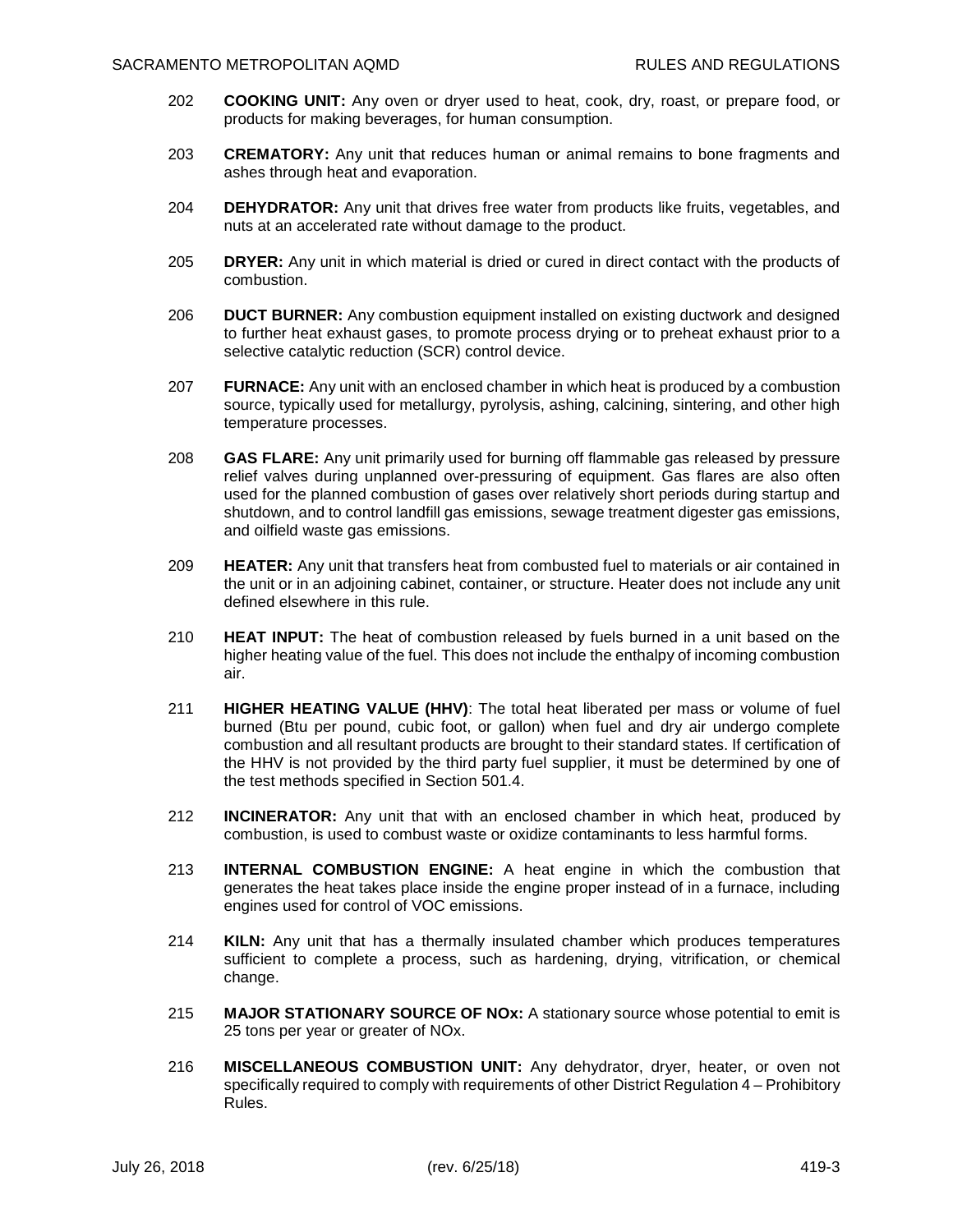202 **COOKING UNIT:** Any oven or dryer used to heat, cook, dry, roast, or prepare food, or products for making beverages, for human consumption.

203 **CREMATORY:** Any unit that reduces human or animal remains to bone fragments and ashes through heat and evaporation.

204 **DEHYDRATOR:** Any unit that drives free water from products like fruits, vegetables, and nuts at an accelerated rate without damage to the product.

205 **DRYER:** Any unit in which material is dried or cured in direct contact with the products of combustion.

206 **DUCT BURNER:** Any combustion equipment installed on existing ductwork and designed to further heat exhaust gases, to promote process drying or to preheat exhaust prior to a selective catalytic reduction (SCR) control device.

207 **FURNACE:** Any unit with an enclosed chamber in which heat is produced by a combustion source, typically used for metallurgy, pyrolysis, ashing, calcining, sintering, and other high temperature processes.

208 **GAS FLARE:** Any unit primarily used for burning off flammable gas released by pressure relief valves during unplanned over-pressuring of equipment. Gas flares are also often used for the planned combustion of gases over relatively short periods during startup and shutdown, and to control landfill gas emissions, sewage treatment digester gas emissions, and oilfield waste gas emissions.

209 **HEATER:** Any unit that transfers heat from combusted fuel to materials or air contained in the unit or in an adjoining cabinet, container, or structure. Heater does not include any unit defined elsewhere in this rule.

210 **HEAT INPUT:** The heat of combustion released by fuels burned in a unit based on the higher heating value of the fuel. This does not include the enthalpy of incoming combustion air.

211 **HIGHER HEATING VALUE (HHV)**: The total heat liberated per mass or volume of fuel burned (Btu per pound, cubic foot, or gallon) when fuel and dry air undergo complete combustion and all resultant products are brought to their standard states. If certification of the HHV is not provided by the third party fuel supplier, it must be determined by one of the test methods specified in Section 501.4.

212 **INCINERATOR:** Any unit that with an enclosed chamber in which heat, produced by combustion, is used to combust waste or oxidize contaminants to less harmful forms.

213 **INTERNAL COMBUSTION ENGINE:** A heat engine in which the combustion that generates the heat takes place inside the engine proper instead of in a furnace, including engines used for control of VOC emissions.

214 **KILN:** Any unit that has a thermally insulated chamber which produces temperatures sufficient to complete a process, such as hardening, drying, vitrification, or chemical change.

215 **MAJOR STATIONARY SOURCE OF NOx:** A stationary source whose potential to emit is 25 tons per year or greater of NOx.

216 **MISCELLANEOUS COMBUSTION UNIT:** Any dehydrator, dryer, heater, or oven not specifically required to comply with requirements of other District Regulation 4 – Prohibitory Rules.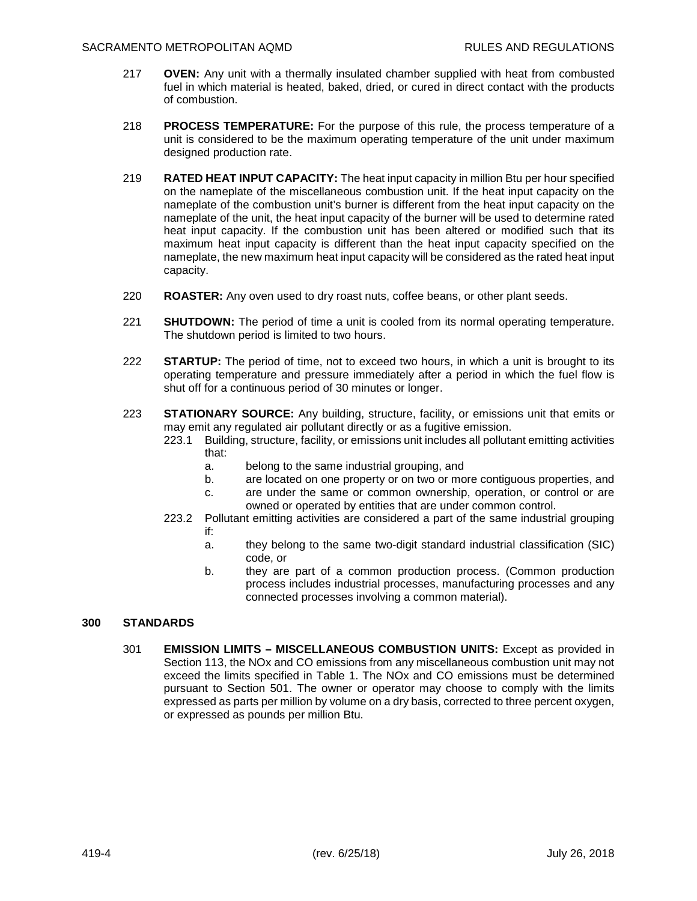217 **OVEN:** Any unit with a thermally insulated chamber supplied with heat from combusted fuel in which material is heated, baked, dried, or cured in direct contact with the products of combustion.

218 **PROCESS TEMPERATURE:** For the purpose of this rule, the process temperature of a unit is considered to be the maximum operating temperature of the unit under maximum designed production rate.

219 **RATED HEAT INPUT CAPACITY:** The heat input capacity in million Btu per hour specified on the nameplate of the miscellaneous combustion unit. If the heat input capacity on the nameplate of the combustion unit's burner is different from the heat input capacity on the nameplate of the unit, the heat input capacity of the burner will be used to determine rated heat input capacity. If the combustion unit has been altered or modified such that its maximum heat input capacity is different than the heat input capacity specified on the nameplate, the new maximum heat input capacity will be considered as the rated heat input capacity.

220 **ROASTER:** Any oven used to dry roast nuts, coffee beans, or other plant seeds.

221 **SHUTDOWN:** The period of time a unit is cooled from its normal operating temperature. The shutdown period is limited to two hours.

222 **STARTUP:** The period of time, not to exceed two hours, in which a unit is brought to its operating temperature and pressure immediately after a period in which the fuel flow is shut off for a continuous period of 30 minutes or longer.

223 **STATIONARY SOURCE:** Any building, structure, facility, or emissions unit that emits or may emit any regulated air pollutant directly or as a fugitive emission.

223.1 Building, structure, facility, or emissions unit includes all pollutant emitting activities that:

a. belong to the same industrial grouping, and

b. are located on one property or on two or more contiguous properties, and

c. are under the same or common ownership, operation, or control or are owned or operated by entities that are under common control.

223.2 Pollutant emitting activities are considered a part of the same industrial grouping if:

a. they belong to the same two-digit standard industrial classification (SIC) code, or

b. they are part of a common production process. (Common production process includes industrial processes, manufacturing processes and any connected processes involving a common material).

## 300 STANDARDS

301 **EMISSION LIMITS – MISCELLANEOUS COMBUSTION UNITS:** Except as provided in Section 113, the NOx and CO emissions from any miscellaneous combustion unit may not exceed the limits specified in Table 1. The NOx and CO emissions must be determined pursuant to Section 501. The owner or operator may choose to comply with the limits expressed as parts per million by volume on a dry basis, corrected to three percent oxygen, or expressed as pounds per million Btu.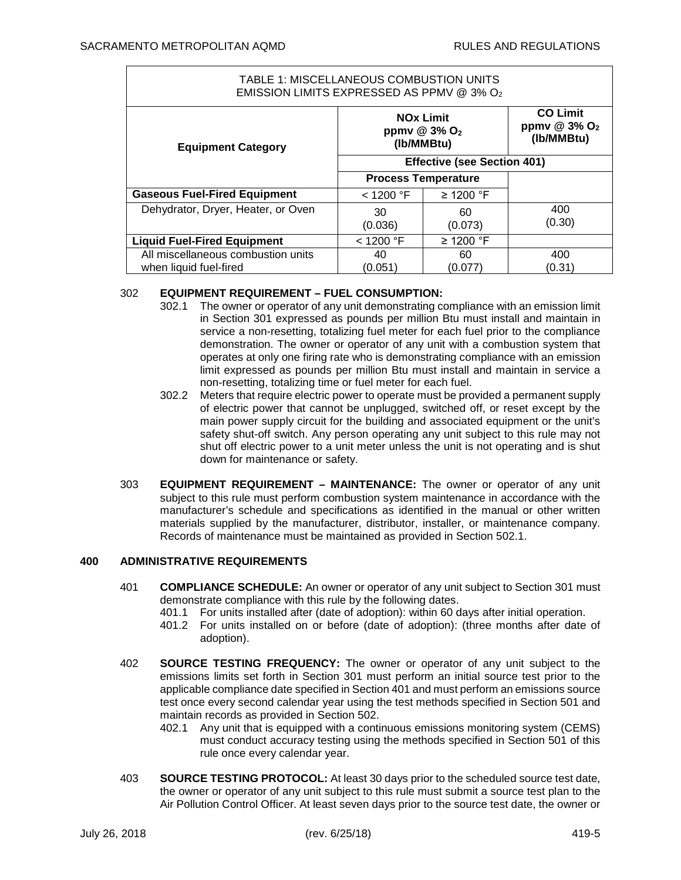| TABLE 1: MISCELLANEOUS COMBUSTION UNITS EMISSION LIMITS EXPRESSED AS PPMV @ 3% $O_2$ | | | |
|---|---|---|---|
| **Equipment Category** | **NOx Limit ppmv @ 3% $O_2$ (lb/MMBtu)** | | **CO Limit ppmv @ 3% $O_2$ (lb/MMBtu)** |
| | **Effective (see Section 401)** | | |
| | **Process Temperature** | | |
| **Gaseous Fuel-Fired Equipment** | < 1200 °F | ≥ 1200 °F | |
| Dehydrator, Dryer, Heater, or Oven | 30 (0.036) | 60 (0.073) | 400 (0.30) |
| **Liquid Fuel-Fired Equipment** | < 1200 °F | ≥ 1200 °F | |
| All miscellaneous combustion units when liquid fuel-fired | 40 (0.051) | 60 (0.077) | 400 (0.31) |

302 **EQUIPMENT REQUIREMENT – FUEL CONSUMPTION:**

302.1 The owner or operator of any unit demonstrating compliance with an emission limit in Section 301 expressed as pounds per million Btu must install and maintain in service a non-resetting, totalizing fuel meter for each fuel prior to the compliance demonstration. The owner or operator of any unit with a combustion system that operates at only one firing rate who is demonstrating compliance with an emission limit expressed as pounds per million Btu must install and maintain in service a non-resetting, totalizing time or fuel meter for each fuel.

302.2 Meters that require electric power to operate must be provided a permanent supply of electric power that cannot be unplugged, switched off, or reset except by the main power supply circuit for the building and associated equipment or the unit's safety shut-off switch. Any person operating any unit subject to this rule may not shut off electric power to a unit meter unless the unit is not operating and is shut down for maintenance or safety.

303 **EQUIPMENT REQUIREMENT – MAINTENANCE:** The owner or operator of any unit subject to this rule must perform combustion system maintenance in accordance with the manufacturer's schedule and specifications as identified in the manual or other written materials supplied by the manufacturer, distributor, installer, or maintenance company. Records of maintenance must be maintained as provided in Section 502.1.

## 400 ADMINISTRATIVE REQUIREMENTS

401 **COMPLIANCE SCHEDULE:** An owner or operator of any unit subject to Section 301 must demonstrate compliance with this rule by the following dates.

401.1 For units installed after (date of adoption): within 60 days after initial operation.

401.2 For units installed on or before (date of adoption): (three months after date of adoption).

402 **SOURCE TESTING FREQUENCY:** The owner or operator of any unit subject to the emissions limits set forth in Section 301 must perform an initial source test prior to the applicable compliance date specified in Section 401 and must perform an emissions source test once every second calendar year using the test methods specified in Section 501 and maintain records as provided in Section 502.

402.1 Any unit that is equipped with a continuous emissions monitoring system (CEMS) must conduct accuracy testing using the methods specified in Section 501 of this rule once every calendar year.

403 **SOURCE TESTING PROTOCOL:** At least 30 days prior to the scheduled source test date, the owner or operator of any unit subject to this rule must submit a source test plan to the Air Pollution Control Officer. At least seven days prior to the source test date, the owner or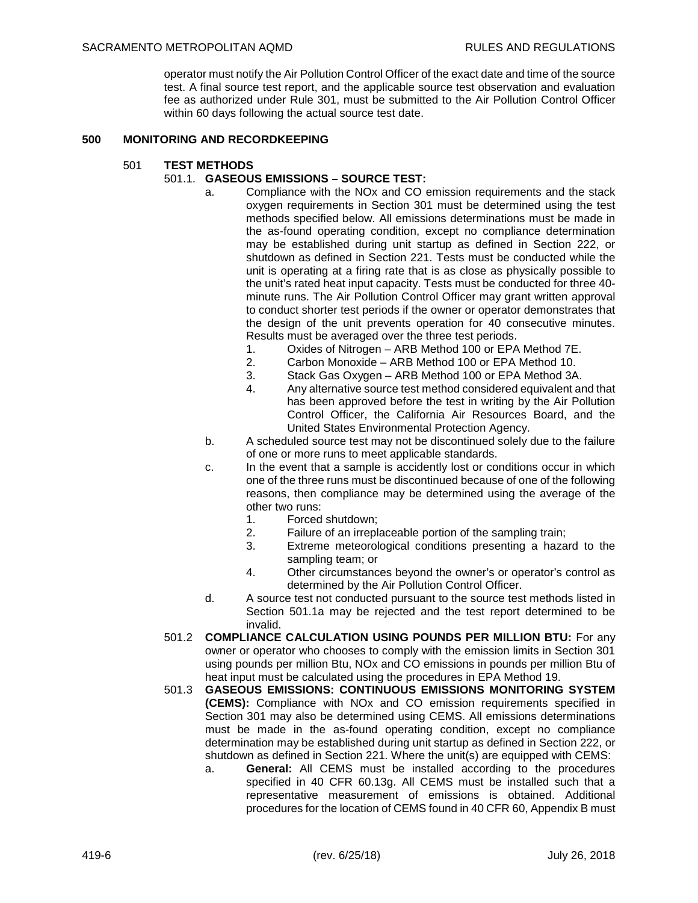operator must notify the Air Pollution Control Officer of the exact date and time of the source test. A final source test report, and the applicable source test observation and evaluation fee as authorized under Rule 301, must be submitted to the Air Pollution Control Officer within 60 days following the actual source test date.

## 500 MONITORING AND RECORDKEEPING

### 501 TEST METHODS

**501.1. GASEOUS EMISSIONS – SOURCE TEST:**

a. Compliance with the NOx and CO emission requirements and the stack oxygen requirements in Section 301 must be determined using the test methods specified below. All emissions determinations must be made in the as-found operating condition, except no compliance determination may be established during unit startup as defined in Section 222, or shutdown as defined in Section 221. Tests must be conducted while the unit is operating at a firing rate that is as close as physically possible to the unit's rated heat input capacity. Tests must be conducted for three 40-minute runs. The Air Pollution Control Officer may grant written approval to conduct shorter test periods if the owner or operator demonstrates that the design of the unit prevents operation for 40 consecutive minutes. Results must be averaged over the three test periods.

1. Oxides of Nitrogen – ARB Method 100 or EPA Method 7E.
2. Carbon Monoxide – ARB Method 100 or EPA Method 10.
3. Stack Gas Oxygen – ARB Method 100 or EPA Method 3A.
4. Any alternative source test method considered equivalent and that has been approved before the test in writing by the Air Pollution Control Officer, the California Air Resources Board, and the United States Environmental Protection Agency.

b. A scheduled source test may not be discontinued solely due to the failure of one or more runs to meet applicable standards.

c. In the event that a sample is accidently lost or conditions occur in which one of the three runs must be discontinued because of one of the following reasons, then compliance may be determined using the average of the other two runs:

1. Forced shutdown;
2. Failure of an irreplaceable portion of the sampling train;
3. Extreme meteorological conditions presenting a hazard to the sampling team; or
4. Other circumstances beyond the owner's or operator's control as determined by the Air Pollution Control Officer.

d. A source test not conducted pursuant to the source test methods listed in Section 501.1a may be rejected and the test report determined to be invalid.

**501.2 COMPLIANCE CALCULATION USING POUNDS PER MILLION BTU:** For any owner or operator who chooses to comply with the emission limits in Section 301 using pounds per million Btu, NOx and CO emissions in pounds per million Btu of heat input must be calculated using the procedures in EPA Method 19.

**501.3 GASEOUS EMISSIONS: CONTINUOUS EMISSIONS MONITORING SYSTEM (CEMS):** Compliance with NOx and CO emission requirements specified in Section 301 may also be determined using CEMS. All emissions determinations must be made in the as-found operating condition, except no compliance determination may be established during unit startup as defined in Section 222, or shutdown as defined in Section 221. Where the unit(s) are equipped with CEMS:

a. **General:** All CEMS must be installed according to the procedures specified in 40 CFR 60.13g. All CEMS must be installed such that a representative measurement of emissions is obtained. Additional procedures for the location of CEMS found in 40 CFR 60, Appendix B must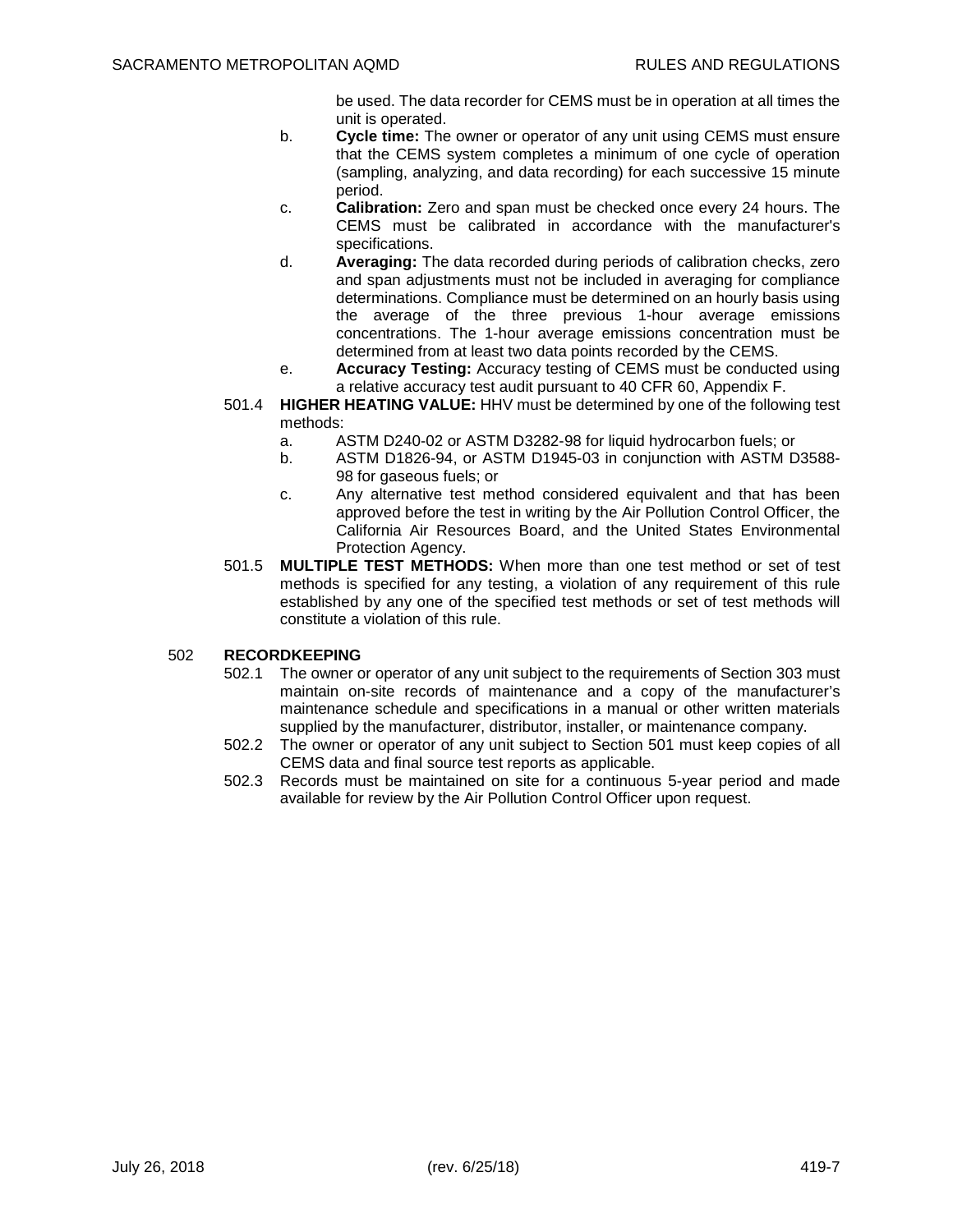be used. The data recorder for CEMS must be in operation at all times the unit is operated.

b. **Cycle time:** The owner or operator of any unit using CEMS must ensure that the CEMS system completes a minimum of one cycle of operation (sampling, analyzing, and data recording) for each successive 15 minute period.

c. **Calibration:** Zero and span must be checked once every 24 hours. The CEMS must be calibrated in accordance with the manufacturer's specifications.

d. **Averaging:** The data recorded during periods of calibration checks, zero and span adjustments must not be included in averaging for compliance determinations. Compliance must be determined on an hourly basis using the average of the three previous 1-hour average emissions concentrations. The 1-hour average emissions concentration must be determined from at least two data points recorded by the CEMS.

e. **Accuracy Testing:** Accuracy testing of CEMS must be conducted using a relative accuracy test audit pursuant to 40 CFR 60, Appendix F.

501.4 **HIGHER HEATING VALUE:** HHV must be determined by one of the following test methods:

a. ASTM D240-02 or ASTM D3282-98 for liquid hydrocarbon fuels; or

b. ASTM D1826-94, or ASTM D1945-03 in conjunction with ASTM D3588-98 for gaseous fuels; or

c. Any alternative test method considered equivalent and that has been approved before the test in writing by the Air Pollution Control Officer, the California Air Resources Board, and the United States Environmental Protection Agency.

501.5 **MULTIPLE TEST METHODS:** When more than one test method or set of test methods is specified for any testing, a violation of any requirement of this rule established by any one of the specified test methods or set of test methods will constitute a violation of this rule.

## 502 RECORDKEEPING

502.1 The owner or operator of any unit subject to the requirements of Section 303 must maintain on-site records of maintenance and a copy of the manufacturer's maintenance schedule and specifications in a manual or other written materials supplied by the manufacturer, distributor, installer, or maintenance company.

502.2 The owner or operator of any unit subject to Section 501 must keep copies of all CEMS data and final source test reports as applicable.

502.3 Records must be maintained on site for a continuous 5-year period and made available for review by the Air Pollution Control Officer upon request.